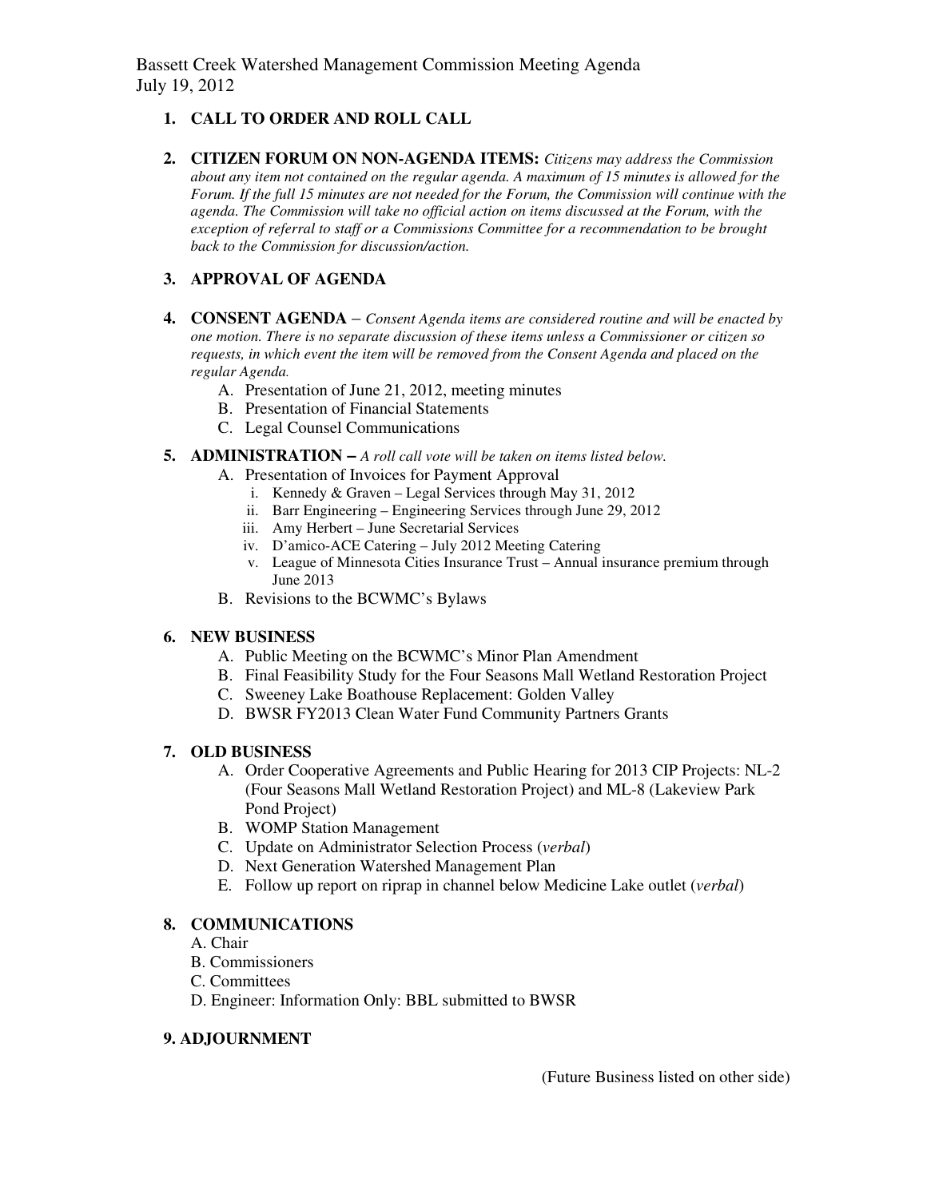# Bassett Creek Watershed Management Commission Meeting Agenda
July 19, 2012

1. **CALL TO ORDER AND ROLL CALL**

2. **CITIZEN FORUM ON NON-AGENDA ITEMS:** *Citizens may address the Commission about any item not contained on the regular agenda. A maximum of 15 minutes is allowed for the Forum. If the full 15 minutes are not needed for the Forum, the Commission will continue with the agenda. The Commission will take no official action on items discussed at the Forum, with the exception of referral to staff or a Commissions Committee for a recommendation to be brought back to the Commission for discussion/action.*

3. **APPROVAL OF AGENDA**

4. **CONSENT AGENDA** – *Consent Agenda items are considered routine and will be enacted by one motion. There is no separate discussion of these items unless a Commissioner or citizen so requests, in which event the item will be removed from the Consent Agenda and placed on the regular Agenda.*
   - A. Presentation of June 21, 2012, meeting minutes
   - B. Presentation of Financial Statements
   - C. Legal Counsel Communications

5. **ADMINISTRATION –** *A roll call vote will be taken on items listed below.*
   - A. Presentation of Invoices for Payment Approval
     - i. Kennedy & Graven – Legal Services through May 31, 2012
     - ii. Barr Engineering – Engineering Services through June 29, 2012
     - iii. Amy Herbert – June Secretarial Services
     - iv. D'amico-ACE Catering – July 2012 Meeting Catering
     - v. League of Minnesota Cities Insurance Trust – Annual insurance premium through June 2013
   - B. Revisions to the BCWMC's Bylaws

6. **NEW BUSINESS**
   - A. Public Meeting on the BCWMC's Minor Plan Amendment
   - B. Final Feasibility Study for the Four Seasons Mall Wetland Restoration Project
   - C. Sweeney Lake Boathouse Replacement: Golden Valley
   - D. BWSR FY2013 Clean Water Fund Community Partners Grants

7. **OLD BUSINESS**
   - A. Order Cooperative Agreements and Public Hearing for 2013 CIP Projects: NL-2 (Four Seasons Mall Wetland Restoration Project) and ML-8 (Lakeview Park Pond Project)
   - B. WOMP Station Management
   - C. Update on Administrator Selection Process (*verbal*)
   - D. Next Generation Watershed Management Plan
   - E. Follow up report on riprap in channel below Medicine Lake outlet (*verbal*)

8. **COMMUNICATIONS**
   - A. Chair
   - B. Commissioners
   - C. Committees
   - D. Engineer: Information Only: BBL submitted to BWSR

9. **ADJOURNMENT**

(Future Business listed on other side)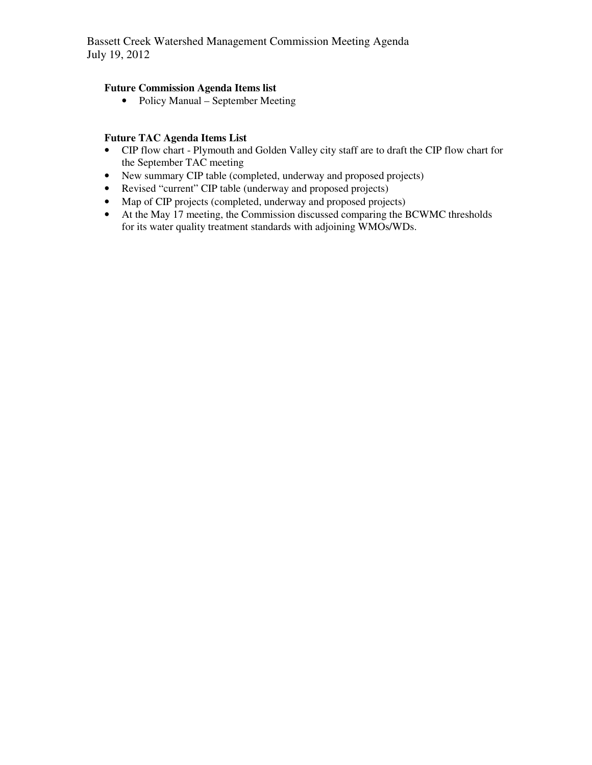**Future Commission Agenda Items list**

- Policy Manual – September Meeting

**Future TAC Agenda Items List**

- CIP flow chart - Plymouth and Golden Valley city staff are to draft the CIP flow chart for the September TAC meeting
- New summary CIP table (completed, underway and proposed projects)
- Revised "current" CIP table (underway and proposed projects)
- Map of CIP projects (completed, underway and proposed projects)
- At the May 17 meeting, the Commission discussed comparing the BCWMC thresholds for its water quality treatment standards with adjoining WMOs/WDs.